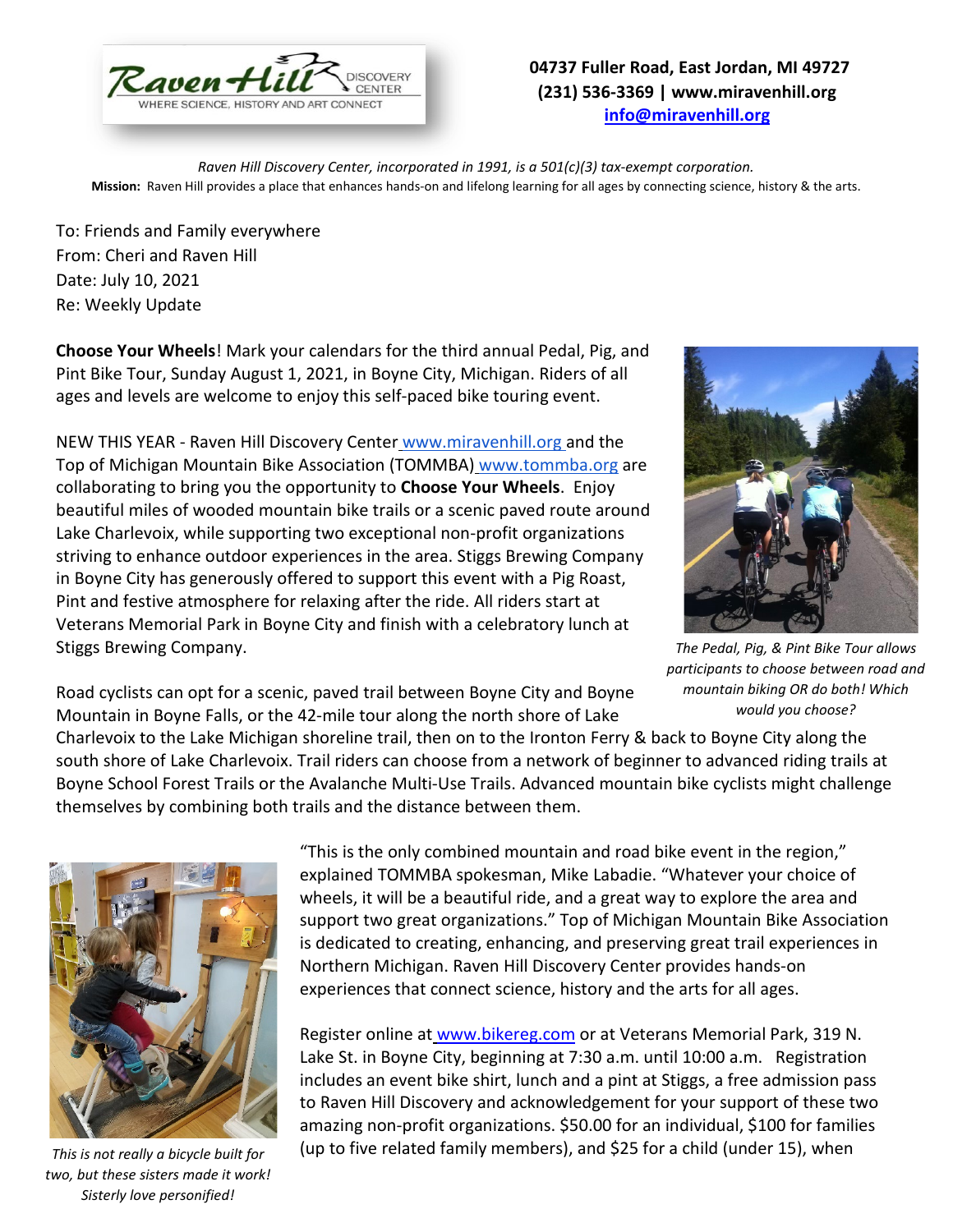Raven Hill DISCOVERY CENTER
WHERE SCIENCE, HISTORY AND ART CONNECT

**04737 Fuller Road, East Jordan, MI 49727**
**(231) 536-3369 | www.miravenhill.org**
**info@miravenhill.org**

*Raven Hill Discovery Center, incorporated in 1991, is a 501(c)(3) tax-exempt corporation.*
**Mission:** Raven Hill provides a place that enhances hands-on and lifelong learning for all ages by connecting science, history & the arts.

To: Friends and Family everywhere
From: Cheri and Raven Hill
Date: July 10, 2021
Re: Weekly Update

**Choose Your Wheels**! Mark your calendars for the third annual Pedal, Pig, and Pint Bike Tour, Sunday August 1, 2021, in Boyne City, Michigan. Riders of all ages and levels are welcome to enjoy this self-paced bike touring event.

NEW THIS YEAR - Raven Hill Discovery Center www.miravenhill.org and the Top of Michigan Mountain Bike Association (TOMMBA) www.tommba.org are collaborating to bring you the opportunity to **Choose Your Wheels**. Enjoy beautiful miles of wooded mountain bike trails or a scenic paved route around Lake Charlevoix, while supporting two exceptional non-profit organizations striving to enhance outdoor experiences in the area. Stiggs Brewing Company in Boyne City has generously offered to support this event with a Pig Roast, Pint and festive atmosphere for relaxing after the ride. All riders start at Veterans Memorial Park in Boyne City and finish with a celebratory lunch at Stiggs Brewing Company.

*The Pedal, Pig, & Pint Bike Tour allows participants to choose between road and mountain biking OR do both! Which would you choose?*

Road cyclists can opt for a scenic, paved trail between Boyne City and Boyne Mountain in Boyne Falls, or the 42-mile tour along the north shore of Lake Charlevoix to the Lake Michigan shoreline trail, then on to the Ironton Ferry & back to Boyne City along the south shore of Lake Charlevoix. Trail riders can choose from a network of beginner to advanced riding trails at Boyne School Forest Trails or the Avalanche Multi-Use Trails. Advanced mountain bike cyclists might challenge themselves by combining both trails and the distance between them.

"This is the only combined mountain and road bike event in the region," explained TOMMBA spokesman, Mike Labadie. "Whatever your choice of wheels, it will be a beautiful ride, and a great way to explore the area and support two great organizations." Top of Michigan Mountain Bike Association is dedicated to creating, enhancing, and preserving great trail experiences in Northern Michigan. Raven Hill Discovery Center provides hands-on experiences that connect science, history and the arts for all ages.

*This is not really a bicycle built for two, but these sisters made it work! Sisterly love personified!*

Register online at www.bikereg.com or at Veterans Memorial Park, 319 N. Lake St. in Boyne City, beginning at 7:30 a.m. until 10:00 a.m. Registration includes an event bike shirt, lunch and a pint at Stiggs, a free admission pass to Raven Hill Discovery and acknowledgement for your support of these two amazing non-profit organizations. $50.00 for an individual, $100 for families (up to five related family members), and $25 for a child (under 15), when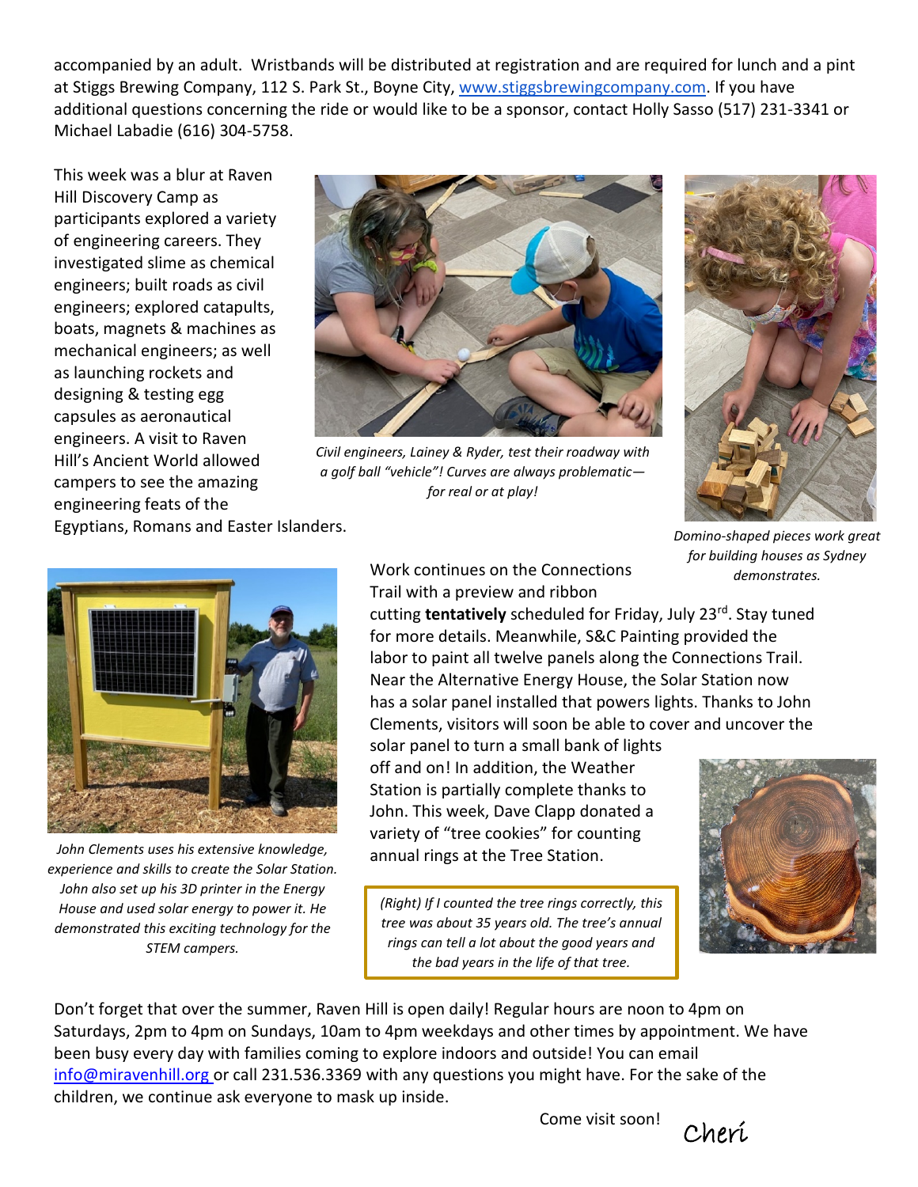accompanied by an adult. Wristbands will be distributed at registration and are required for lunch and a pint at Stiggs Brewing Company, 112 S. Park St., Boyne City, [www.stiggsbrewingcompany.com](http://www.stiggsbrewingcompany.com). If you have additional questions concerning the ride or would like to be a sponsor, contact Holly Sasso (517) 231-3341 or Michael Labadie (616) 304-5758.

This week was a blur at Raven Hill Discovery Camp as participants explored a variety of engineering careers. They investigated slime as chemical engineers; built roads as civil engineers; explored catapults, boats, magnets & machines as mechanical engineers; as well as launching rockets and designing & testing egg capsules as aeronautical engineers. A visit to Raven Hill's Ancient World allowed campers to see the amazing engineering feats of the Egyptians, Romans and Easter Islanders.

*Civil engineers, Lainey & Ryder, test their roadway with a golf ball "vehicle"! Curves are always problematic—for real or at play!*

*Domino-shaped pieces work great for building houses as Sydney demonstrates.*

Work continues on the Connections Trail with a preview and ribbon cutting **tentatively** scheduled for Friday, July 23rd. Stay tuned for more details. Meanwhile, S&C Painting provided the labor to paint all twelve panels along the Connections Trail. Near the Alternative Energy House, the Solar Station now has a solar panel installed that powers lights. Thanks to John Clements, visitors will soon be able to cover and uncover the solar panel to turn a small bank of lights off and on! In addition, the Weather Station is partially complete thanks to John. This week, Dave Clapp donated a variety of "tree cookies" for counting annual rings at the Tree Station.

*John Clements uses his extensive knowledge, experience and skills to create the Solar Station. John also set up his 3D printer in the Energy House and used solar energy to power it. He demonstrated this exciting technology for the STEM campers.*

*(Right) If I counted the tree rings correctly, this tree was about 35 years old. The tree's annual rings can tell a lot about the good years and the bad years in the life of that tree.*

Don't forget that over the summer, Raven Hill is open daily! Regular hours are noon to 4pm on Saturdays, 2pm to 4pm on Sundays, 10am to 4pm weekdays and other times by appointment. We have been busy every day with families coming to explore indoors and outside! You can email [info@miravenhill.org](mailto:info@miravenhill.org) or call 231.536.3369 with any questions you might have. For the sake of the children, we continue ask everyone to mask up inside.

Come visit soon! Cheri